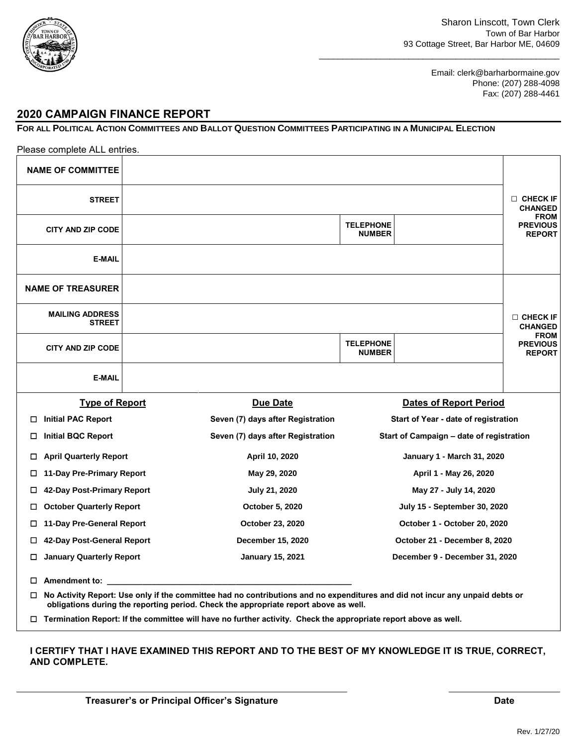Sharon Linscott, Town Clerk
Town of Bar Harbor
93 Cottage Street, Bar Harbor ME, 04609

Email: clerk@barharbormaine.gov
Phone: (207) 288-4098
Fax: (207) 288-4461

## 2020 CAMPAIGN FINANCE REPORT

**FOR ALL POLITICAL ACTION COMMITTEES AND BALLOT QUESTION COMMITTEES PARTICIPATING IN A MUNICIPAL ELECTION**

Please complete ALL entries.

| | | | | |
|---|---|---|---|---|
| **NAME OF COMMITTEE** | | | | ☐ **CHECK IF CHANGED FROM PREVIOUS REPORT** |
| **STREET** | | | | |
| **CITY AND ZIP CODE** | | **TELEPHONE NUMBER** | | |
| **E-MAIL** | | | | |
| **NAME OF TREASURER** | | | | ☐ **CHECK IF CHANGED FROM PREVIOUS REPORT** |
| **MAILING ADDRESS STREET** | | | | |
| **CITY AND ZIP CODE** | | **TELEPHONE NUMBER** | | |
| **E-MAIL** | | | | |

| Type of Report | Due Date | Dates of Report Period |
|---|---|---|
| ☐ **Initial PAC Report** | **Seven (7) days after Registration** | **Start of Year - date of registration** |
| ☐ **Initial BQC Report** | **Seven (7) days after Registration** | **Start of Campaign – date of registration** |
| ☐ **April Quarterly Report** | **April 10, 2020** | **January 1 - March 31, 2020** |
| ☐ **11-Day Pre-Primary Report** | **May 29, 2020** | **April 1 - May 26, 2020** |
| ☐ **42-Day Post-Primary Report** | **July 21, 2020** | **May 27 - July 14, 2020** |
| ☐ **October Quarterly Report** | **October 5, 2020** | **July 15 - September 30, 2020** |
| ☐ **11-Day Pre-General Report** | **October 23, 2020** | **October 1 - October 20, 2020** |
| ☐ **42-Day Post-General Report** | **December 15, 2020** | **October 21 - December 8, 2020** |
| ☐ **January Quarterly Report** | **January 15, 2021** | **December 9 - December 31, 2020** |

☐ **Amendment to: ______________________________________________________**

☐ **No Activity Report: Use only if the committee had no contributions and no expenditures and did not incur any unpaid debts or obligations during the reporting period. Check the appropriate report above as well.**

☐ **Termination Report: If the committee will have no further activity. Check the appropriate report above as well.**

**I CERTIFY THAT I HAVE EXAMINED THIS REPORT AND TO THE BEST OF MY KNOWLEDGE IT IS TRUE, CORRECT, AND COMPLETE.**

_____________________________________________ ____________________

**Treasurer's or Principal Officer's Signature** **Date**

Rev. 1/27/20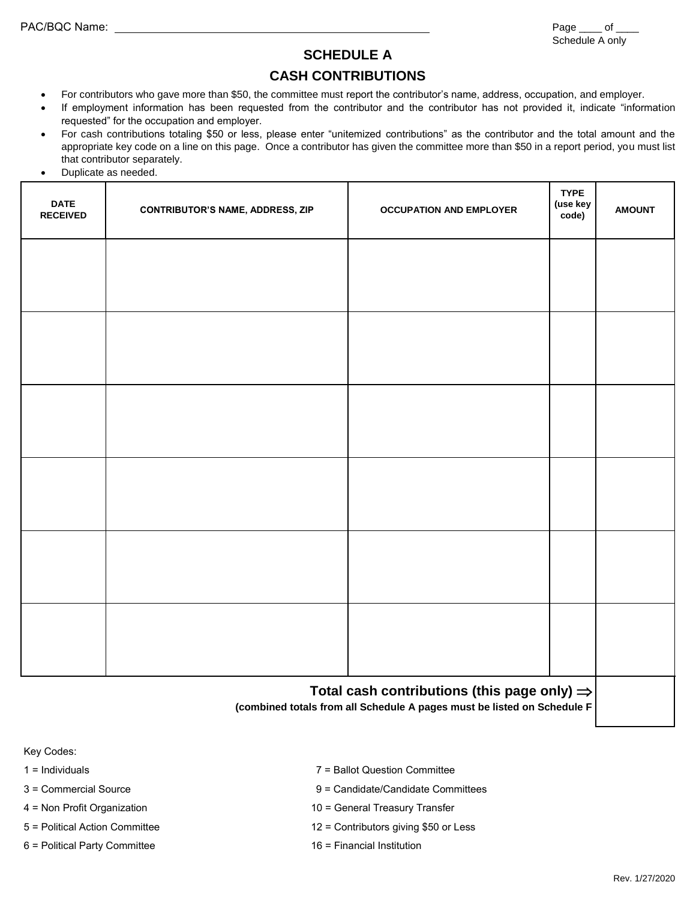PAC/BQC Name: ______________________________________________

Page ____ of ____
Schedule A only

# SCHEDULE A

## CASH CONTRIBUTIONS

- For contributors who gave more than $50, the committee must report the contributor's name, address, occupation, and employer.
- If employment information has been requested from the contributor and the contributor has not provided it, indicate "information requested" for the occupation and employer.
- For cash contributions totaling $50 or less, please enter "unitemized contributions" as the contributor and the total amount and the appropriate key code on a line on this page. Once a contributor has given the committee more than $50 in a report period, you must list that contributor separately.
- Duplicate as needed.

| DATE RECEIVED | CONTRIBUTOR'S NAME, ADDRESS, ZIP | OCCUPATION AND EMPLOYER | TYPE (use key code) | AMOUNT |
|---|---|---|---|---|
| | | | | |
| | | | | |
| | | | | |
| | | | | |
| | | | | |
| | | | | |

**Total cash contributions (this page only) ⇒** ________

**(combined totals from all Schedule A pages must be listed on Schedule F**

Key Codes:

1 = Individuals

3 = Commercial Source

4 = Non Profit Organization

5 = Political Action Committee

6 = Political Party Committee

7 = Ballot Question Committee

9 = Candidate/Candidate Committees

10 = General Treasury Transfer

12 = Contributors giving $50 or Less

16 = Financial Institution

Rev. 1/27/2020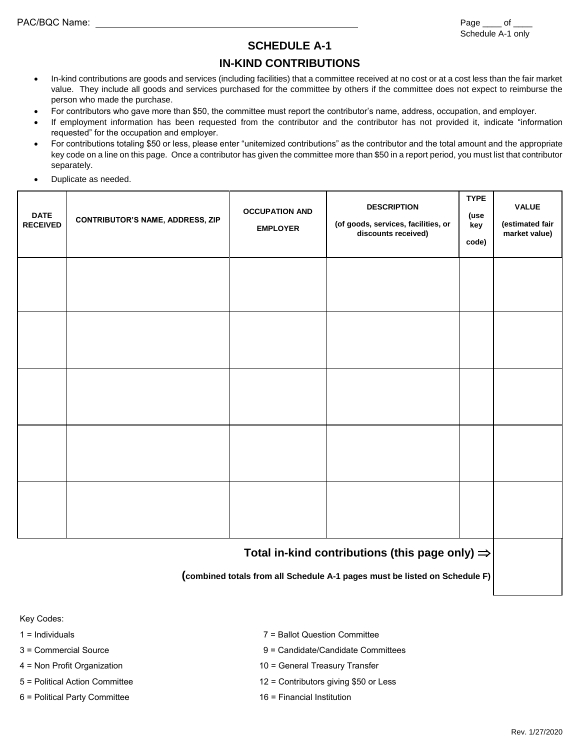PAC/BQC Name: ______________________________________________

Page ____ of ____
Schedule A-1 only

## SCHEDULE A-1

## IN-KIND CONTRIBUTIONS

- In-kind contributions are goods and services (including facilities) that a committee received at no cost or at a cost less than the fair market value. They include all goods and services purchased for the committee by others if the committee does not expect to reimburse the person who made the purchase.
- For contributors who gave more than $50, the committee must report the contributor's name, address, occupation, and employer.
- If employment information has been requested from the contributor and the contributor has not provided it, indicate "information requested" for the occupation and employer.
- For contributions totaling $50 or less, please enter "unitemized contributions" as the contributor and the total amount and the appropriate key code on a line on this page. Once a contributor has given the committee more than $50 in a report period, you must list that contributor separately.
- Duplicate as needed.

| DATE RECEIVED | CONTRIBUTOR'S NAME, ADDRESS, ZIP | OCCUPATION AND EMPLOYER | DESCRIPTION (of goods, services, facilities, or discounts received) | TYPE (use key code) | VALUE (estimated fair market value) |
|---|---|---|---|---|---|
| | | | | | |
| | | | | | |
| | | | | | |
| | | | | | |
| | | | | | |
| | | | | **Total in-kind contributions (this page only) ⇒** (combined totals from all Schedule A-1 pages must be listed on Schedule F) | |

Key Codes:

1 = Individuals
3 = Commercial Source
4 = Non Profit Organization
5 = Political Action Committee
6 = Political Party Committee
7 = Ballot Question Committee
9 = Candidate/Candidate Committees
10 = General Treasury Transfer
12 = Contributors giving $50 or Less
16 = Financial Institution

Rev. 1/27/2020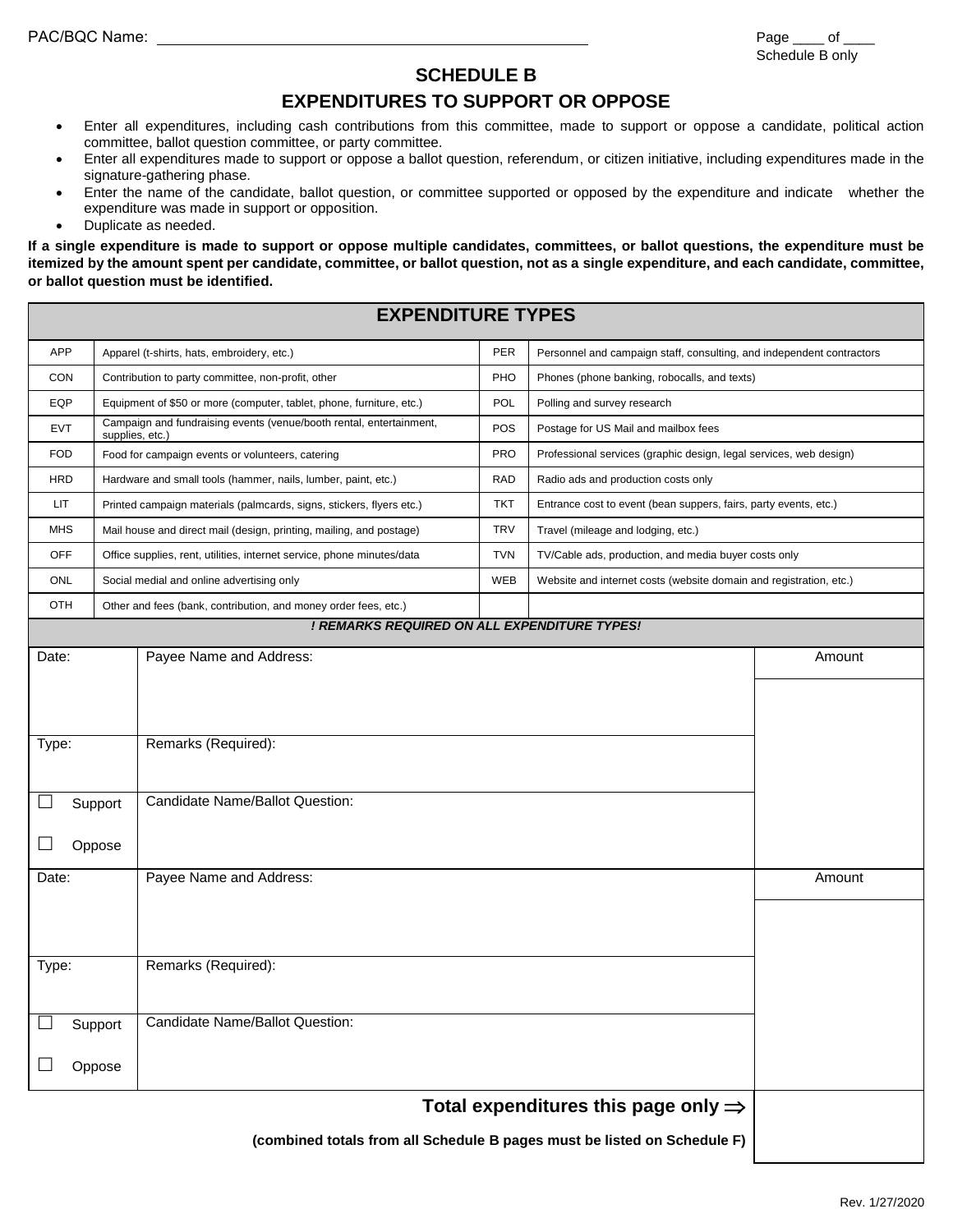PAC/BQC Name: ______________________________

Page ____ of ____
Schedule B only

## SCHEDULE B

## EXPENDITURES TO SUPPORT OR OPPOSE

- Enter all expenditures, including cash contributions from this committee, made to support or oppose a candidate, political action committee, ballot question committee, or party committee.
- Enter all expenditures made to support or oppose a ballot question, referendum, or citizen initiative, including expenditures made in the signature-gathering phase.
- Enter the name of the candidate, ballot question, or committee supported or opposed by the expenditure and indicate whether the expenditure was made in support or opposition.
- Duplicate as needed.

**If a single expenditure is made to support or oppose multiple candidates, committees, or ballot questions, the expenditure must be itemized by the amount spent per candidate, committee, or ballot question, not as a single expenditure, and each candidate, committee, or ballot question must be identified.**

| EXPENDITURE TYPES | | | |
|---|---|---|---|
| APP | Apparel (t-shirts, hats, embroidery, etc.) | PER | Personnel and campaign staff, consulting, and independent contractors |
| CON | Contribution to party committee, non-profit, other | PHO | Phones (phone banking, robocalls, and texts) |
| EQP | Equipment of $50 or more (computer, tablet, phone, furniture, etc.) | POL | Polling and survey research |
| EVT | Campaign and fundraising events (venue/booth rental, entertainment, supplies, etc.) | POS | Postage for US Mail and mailbox fees |
| FOD | Food for campaign events or volunteers, catering | PRO | Professional services (graphic design, legal services, web design) |
| HRD | Hardware and small tools (hammer, nails, lumber, paint, etc.) | RAD | Radio ads and production costs only |
| LIT | Printed campaign materials (palmcards, signs, stickers, flyers etc.) | TKT | Entrance cost to event (bean suppers, fairs, party events, etc.) |
| MHS | Mail house and direct mail (design, printing, mailing, and postage) | TRV | Travel (mileage and lodging, etc.) |
| OFF | Office supplies, rent, utilities, internet service, phone minutes/data | TVN | TV/Cable ads, production, and media buyer costs only |
| ONL | Social medial and online advertising only | WEB | Website and internet costs (website domain and registration, etc.) |
| OTH | Other and fees (bank, contribution, and money order fees, etc.) | | |

***! REMARKS REQUIRED ON ALL EXPENDITURE TYPES!***

| Date: | Payee Name and Address: | Amount |
|---|---|---|
| Type: | Remarks (Required): | |
| ☐ Support<br>☐ Oppose | Candidate Name/Ballot Question: | |
| Date: | Payee Name and Address: | Amount |
| Type: | Remarks (Required): | |
| ☐ Support<br>☐ Oppose | Candidate Name/Ballot Question: | |

**Total expenditures this page only ⇒** ______

**(combined totals from all Schedule B pages must be listed on Schedule F)**

Rev. 1/27/2020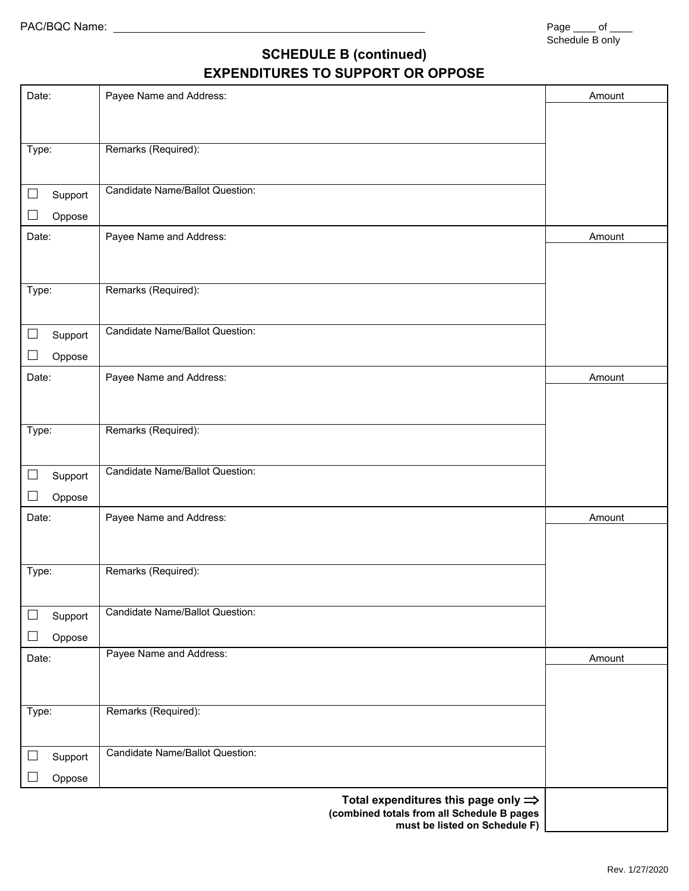PAC/BQC Name: ______________________________________________

Page ____ of ____
Schedule B only

## SCHEDULE B (continued)
## EXPENDITURES TO SUPPORT OR OPPOSE

| Date: | Payee Name and Address: | Amount |
|---|---|---|
| Type: | Remarks (Required): | |
| ☐ Support ☐ Oppose | Candidate Name/Ballot Question: | |
| Date: | Payee Name and Address: | Amount |
| Type: | Remarks (Required): | |
| ☐ Support ☐ Oppose | Candidate Name/Ballot Question: | |
| Date: | Payee Name and Address: | Amount |
| Type: | Remarks (Required): | |
| ☐ Support ☐ Oppose | Candidate Name/Ballot Question: | |
| Date: | Payee Name and Address: | Amount |
| Type: | Remarks (Required): | |
| ☐ Support ☐ Oppose | Candidate Name/Ballot Question: | |
| Date: | Payee Name and Address: | Amount |
| Type: | Remarks (Required): | |
| ☐ Support ☐ Oppose | Candidate Name/Ballot Question: | |

**Total expenditures this page only ⟹**
**(combined totals from all Schedule B pages must be listed on Schedule F)**

Rev. 1/27/2020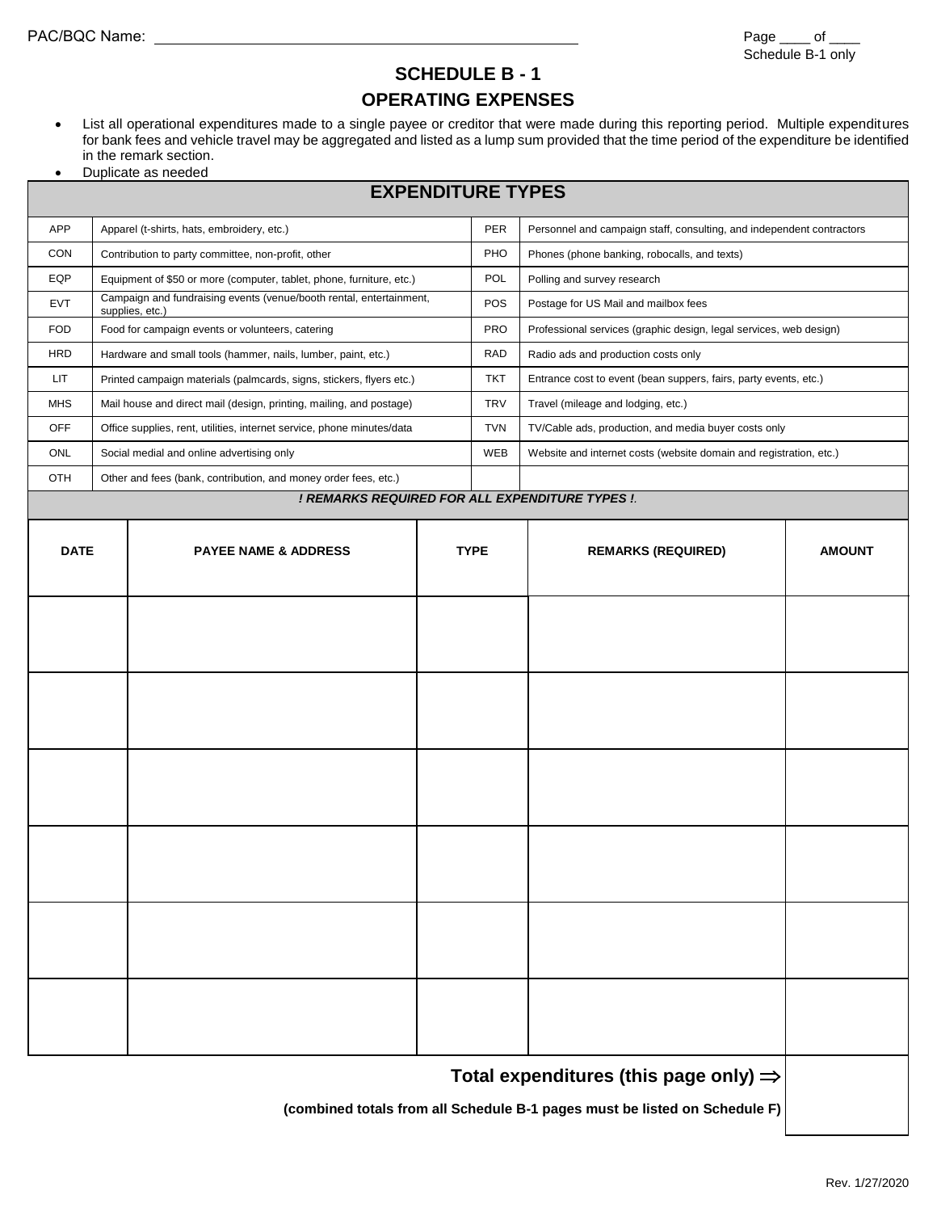PAC/BQC Name: ______________________________

Page ____ of ____
Schedule B-1 only

## SCHEDULE B - 1

## OPERATING EXPENSES

- List all operational expenditures made to a single payee or creditor that were made during this reporting period. Multiple expenditures for bank fees and vehicle travel may be aggregated and listed as a lump sum provided that the time period of the expenditure be identified in the remark section.
- Duplicate as needed

| EXPENDITURE TYPES | | | |
|---|---|---|---|
| APP | Apparel (t-shirts, hats, embroidery, etc.) | PER | Personnel and campaign staff, consulting, and independent contractors |
| CON | Contribution to party committee, non-profit, other | PHO | Phones (phone banking, robocalls, and texts) |
| EQP | Equipment of $50 or more (computer, tablet, phone, furniture, etc.) | POL | Polling and survey research |
| EVT | Campaign and fundraising events (venue/booth rental, entertainment, supplies, etc.) | POS | Postage for US Mail and mailbox fees |
| FOD | Food for campaign events or volunteers, catering | PRO | Professional services (graphic design, legal services, web design) |
| HRD | Hardware and small tools (hammer, nails, lumber, paint, etc.) | RAD | Radio ads and production costs only |
| LIT | Printed campaign materials (palmcards, signs, stickers, flyers etc.) | TKT | Entrance cost to event (bean suppers, fairs, party events, etc.) |
| MHS | Mail house and direct mail (design, printing, mailing, and postage) | TRV | Travel (mileage and lodging, etc.) |
| OFF | Office supplies, rent, utilities, internet service, phone minutes/data | TVN | TV/Cable ads, production, and media buyer costs only |
| ONL | Social medial and online advertising only | WEB | Website and internet costs (website domain and registration, etc.) |
| OTH | Other and fees (bank, contribution, and money order fees, etc.) | | |

***! REMARKS REQUIRED FOR ALL EXPENDITURE TYPES !.***

| DATE | PAYEE NAME & ADDRESS | TYPE | REMARKS (REQUIRED) | AMOUNT |
|---|---|---|---|---|
| | | | | |
| | | | | |
| | | | | |
| | | | | |
| | | | | |
| | | | | |

**Total expenditures (this page only) ⇒** ______

**(combined totals from all Schedule B-1 pages must be listed on Schedule F)**

Rev. 1/27/2020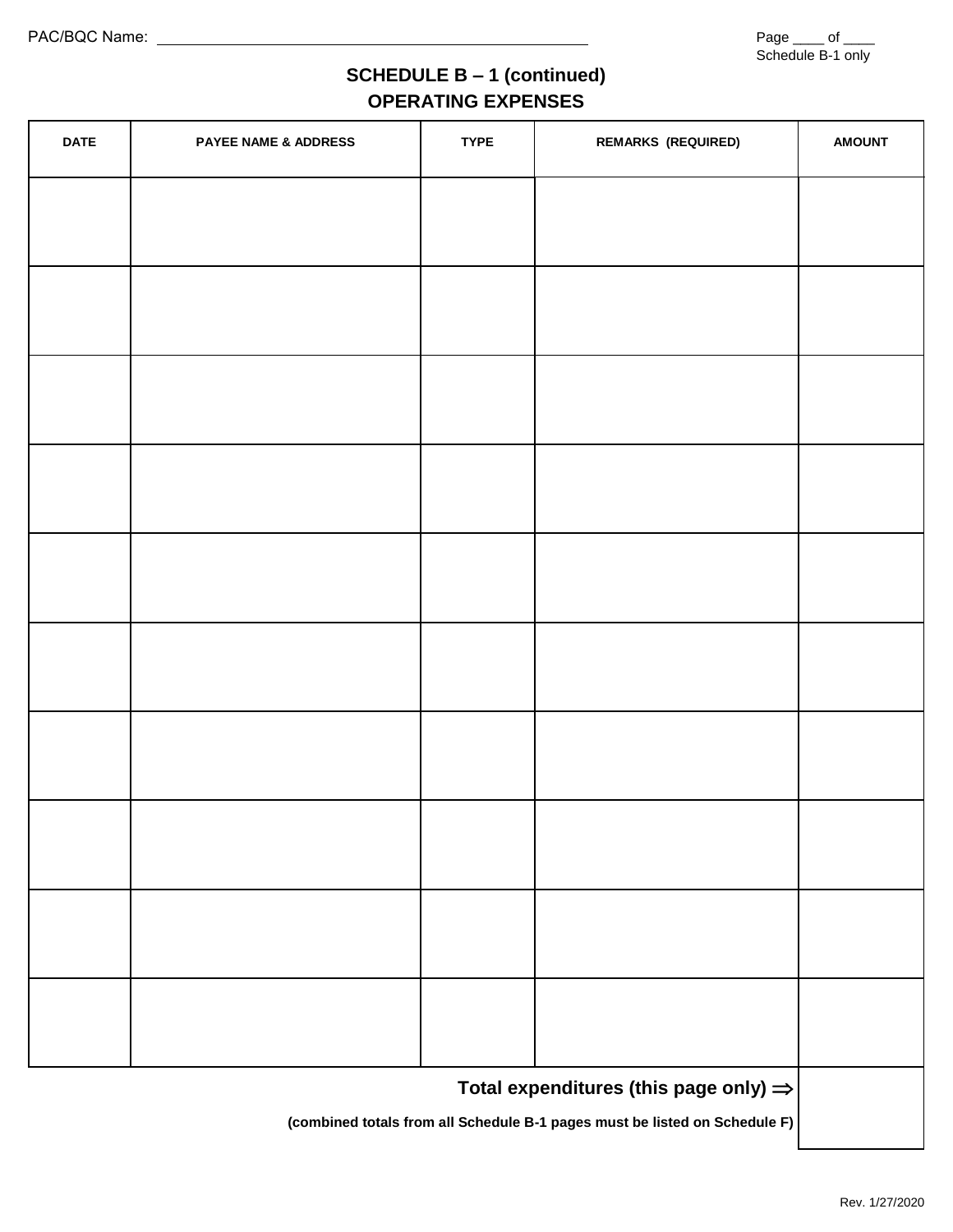PAC/BQC Name: ______________________________

Page ____ of ____
Schedule B-1 only

## SCHEDULE B – 1 (continued)
## OPERATING EXPENSES

| DATE | PAYEE NAME & ADDRESS | TYPE | REMARKS (REQUIRED) | AMOUNT |
|---|---|---|---|---|
| | | | | |
| | | | | |
| | | | | |
| | | | | |
| | | | | |
| | | | | |
| | | | | |
| | | | | |
| | | | | |
| | | | | |

**Total expenditures (this page only) ⇒** ________

**(combined totals from all Schedule B-1 pages must be listed on Schedule F)**

Rev. 1/27/2020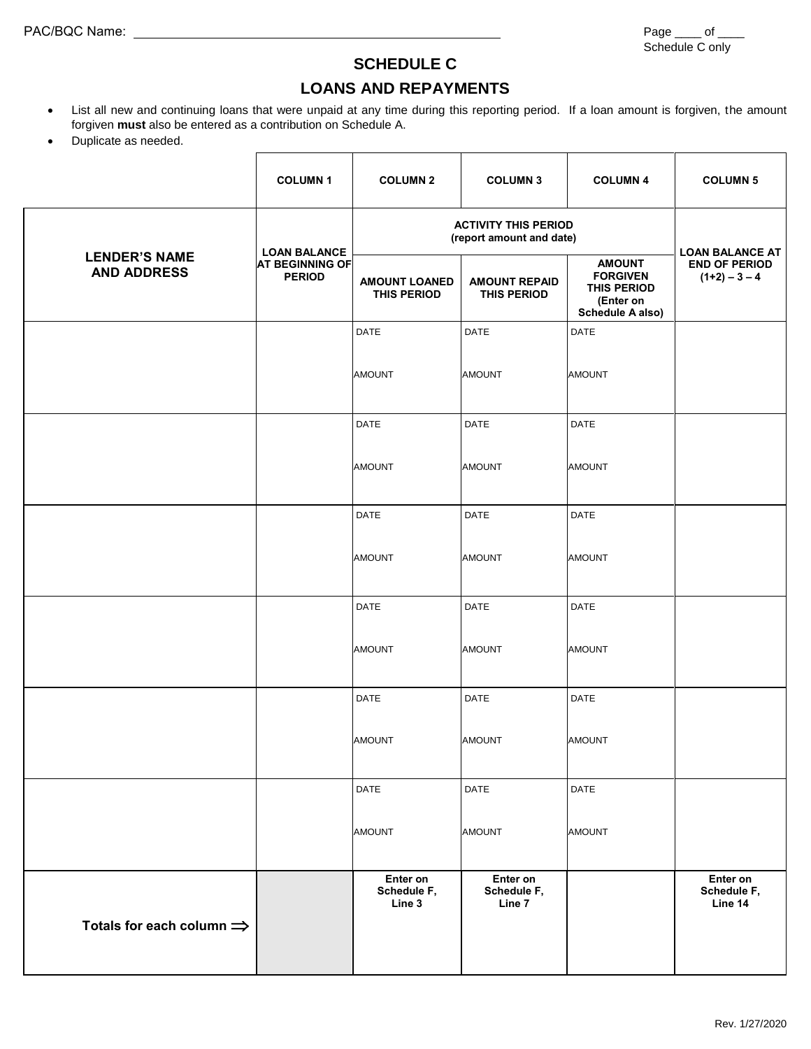PAC/BQC Name: ______________________________________________

Page ____ of ____
Schedule C only

## SCHEDULE C

## LOANS AND REPAYMENTS

- List all new and continuing loans that were unpaid at any time during this reporting period. If a loan amount is forgiven, the amount forgiven **must** also be entered as a contribution on Schedule A.
- Duplicate as needed.

| | COLUMN 1 | COLUMN 2 | COLUMN 3 | COLUMN 4 | COLUMN 5 |
|---|---|---|---|---|---|
| | | ACTIVITY THIS PERIOD (report amount and date) | | | |
| **LENDER'S NAME AND ADDRESS** | **LOAN BALANCE AT BEGINNING OF PERIOD** | **AMOUNT LOANED THIS PERIOD** | **AMOUNT REPAID THIS PERIOD** | **AMOUNT FORGIVEN THIS PERIOD (Enter on Schedule A also)** | **LOAN BALANCE AT END OF PERIOD (1+2) – 3 – 4** |
| | | DATE<br>AMOUNT | DATE<br>AMOUNT | DATE<br>AMOUNT | |
| | | DATE<br>AMOUNT | DATE<br>AMOUNT | DATE<br>AMOUNT | |
| | | DATE<br>AMOUNT | DATE<br>AMOUNT | DATE<br>AMOUNT | |
| | | DATE<br>AMOUNT | DATE<br>AMOUNT | DATE<br>AMOUNT | |
| | | DATE<br>AMOUNT | DATE<br>AMOUNT | DATE<br>AMOUNT | |
| | | DATE<br>AMOUNT | DATE<br>AMOUNT | DATE<br>AMOUNT | |
| **Totals for each column ⇒** | | **Enter on Schedule F, Line 3** | **Enter on Schedule F, Line 7** | | **Enter on Schedule F, Line 14** |

Rev. 1/27/2020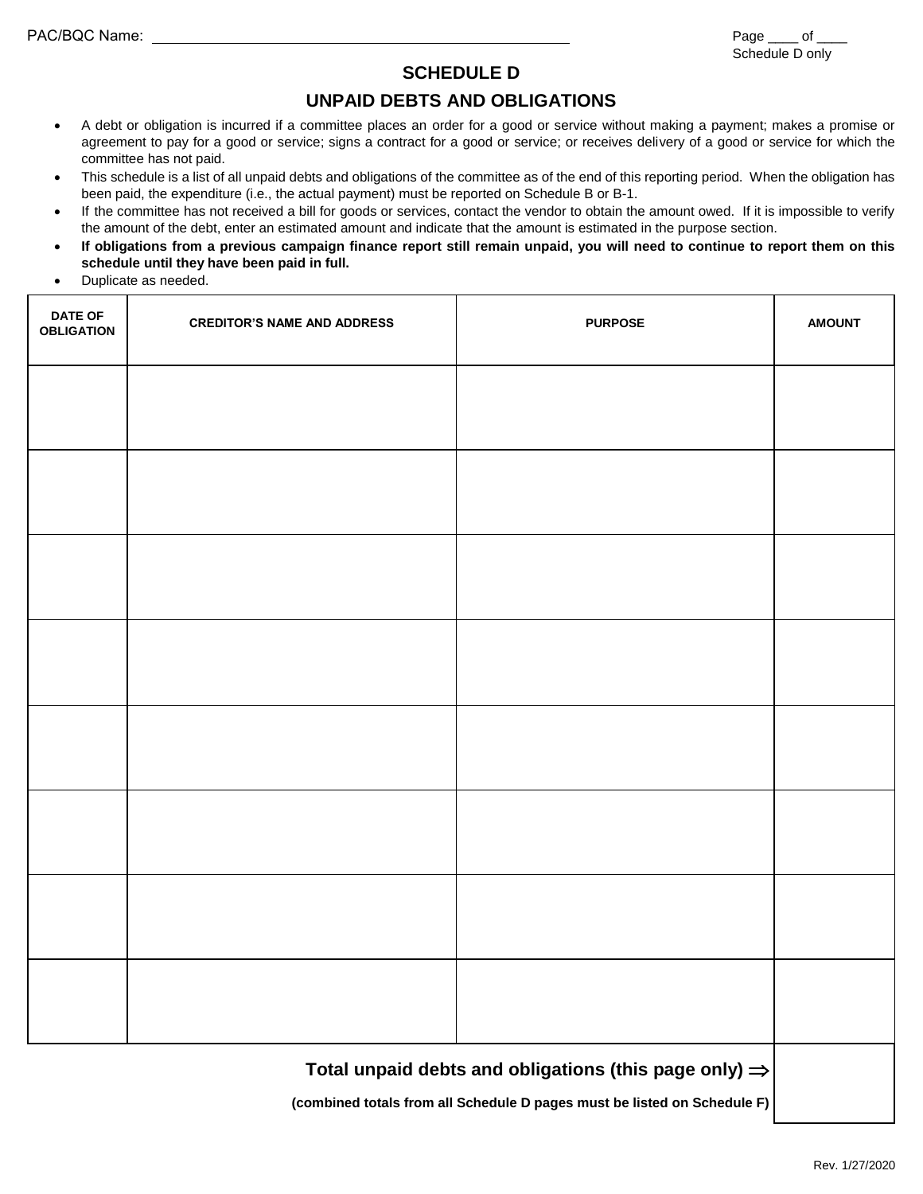PAC/BQC Name: ____________________________________________

Page ____ of ____
Schedule D only

# SCHEDULE D

## UNPAID DEBTS AND OBLIGATIONS

- A debt or obligation is incurred if a committee places an order for a good or service without making a payment; makes a promise or agreement to pay for a good or service; signs a contract for a good or service; or receives delivery of a good or service for which the committee has not paid.
- This schedule is a list of all unpaid debts and obligations of the committee as of the end of this reporting period. When the obligation has been paid, the expenditure (i.e., the actual payment) must be reported on Schedule B or B-1.
- If the committee has not received a bill for goods or services, contact the vendor to obtain the amount owed. If it is impossible to verify the amount of the debt, enter an estimated amount and indicate that the amount is estimated in the purpose section.
- **If obligations from a previous campaign finance report still remain unpaid, you will need to continue to report them on this schedule until they have been paid in full.**
- Duplicate as needed.

| DATE OF OBLIGATION | CREDITOR'S NAME AND ADDRESS | PURPOSE | AMOUNT |
|---|---|---|---|
| | | | |
| | | | |
| | | | |
| | | | |
| | | | |
| | | | |
| | | | |
| | | | |

**Total unpaid debts and obligations (this page only) ⇒** ________

**(combined totals from all Schedule D pages must be listed on Schedule F)**

Rev. 1/27/2020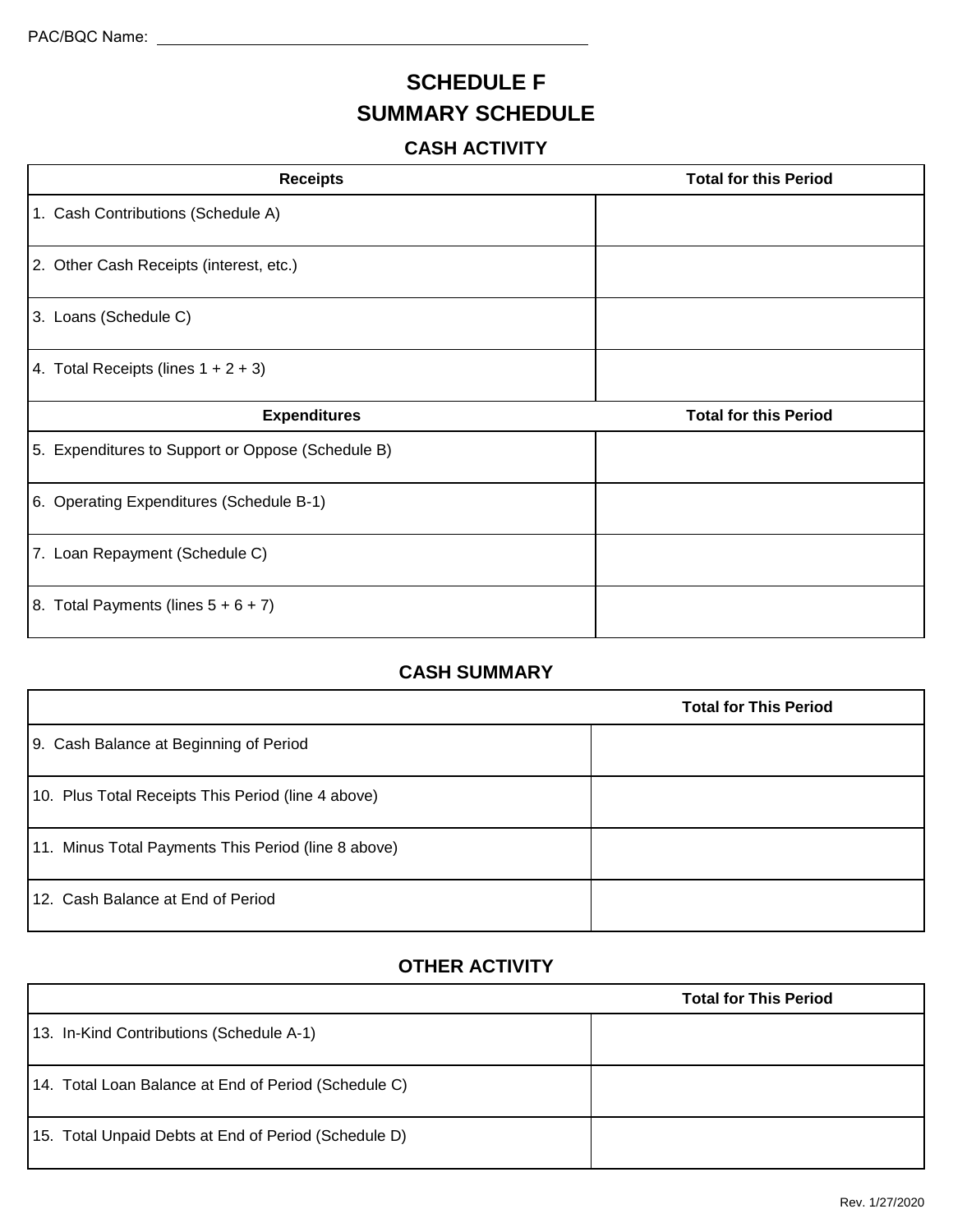PAC/BQC Name: ______________________________

# SCHEDULE F
# SUMMARY SCHEDULE

## CASH ACTIVITY

| Receipts | Total for this Period |
|---|---|
| 1. Cash Contributions (Schedule A) | |
| 2. Other Cash Receipts (interest, etc.) | |
| 3. Loans (Schedule C) | |
| 4. Total Receipts (lines 1 + 2 + 3) | |
| **Expenditures** | **Total for this Period** |
| 5. Expenditures to Support or Oppose (Schedule B) | |
| 6. Operating Expenditures (Schedule B-1) | |
| 7. Loan Repayment (Schedule C) | |
| 8. Total Payments (lines 5 + 6 + 7) | |

## CASH SUMMARY

| | Total for This Period |
|---|---|
| 9. Cash Balance at Beginning of Period | |
| 10. Plus Total Receipts This Period (line 4 above) | |
| 11. Minus Total Payments This Period (line 8 above) | |
| 12. Cash Balance at End of Period | |

## OTHER ACTIVITY

| | Total for This Period |
|---|---|
| 13. In-Kind Contributions (Schedule A-1) | |
| 14. Total Loan Balance at End of Period (Schedule C) | |
| 15. Total Unpaid Debts at End of Period (Schedule D) | |

Rev. 1/27/2020